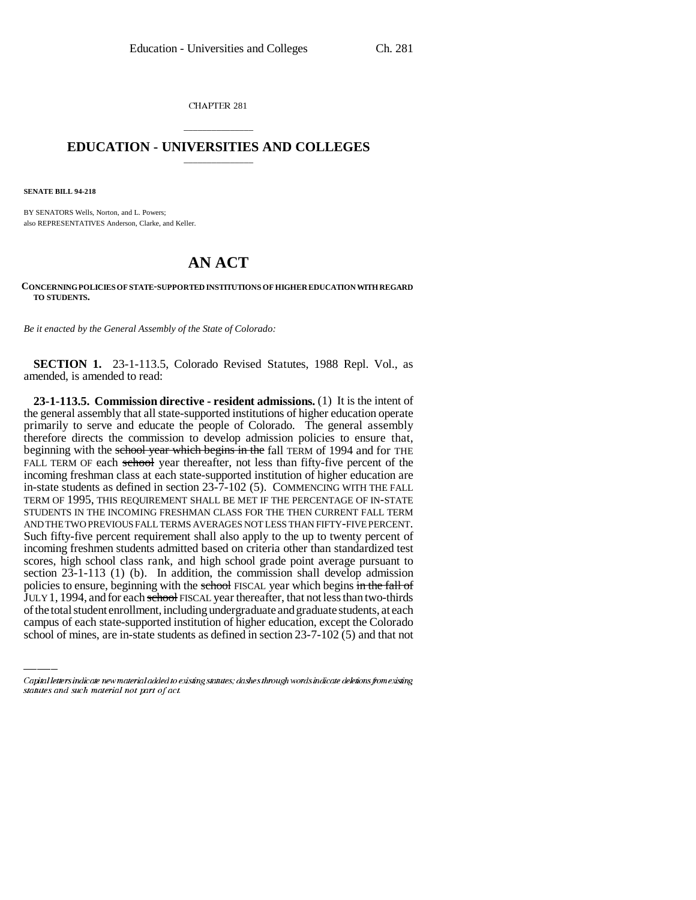CHAPTER 281

# EDUCATION - UNIVERSITIES AND COLLEGES

**SENATE BILL 94-218**

BY SENATORS Wells, Norton, and L. Powers;
also REPRESENTATIVES Anderson, Clarke, and Keller.

# AN ACT

**CONCERNING POLICIES OF STATE-SUPPORTED INSTITUTIONS OF HIGHER EDUCATION WITH REGARD TO STUDENTS.**

*Be it enacted by the General Assembly of the State of Colorado:*

**SECTION 1.** 23-1-113.5, Colorado Revised Statutes, 1988 Repl. Vol., as amended, is amended to read:

**23-1-113.5. Commission directive - resident admissions.** (1) It is the intent of the general assembly that all state-supported institutions of higher education operate primarily to serve and educate the people of Colorado. The general assembly therefore directs the commission to develop admission policies to ensure that, beginning with the ~~school year which begins in the~~ fall TERM of 1994 and for THE FALL TERM OF each ~~school~~ year thereafter, not less than fifty-five percent of the incoming freshman class at each state-supported institution of higher education are in-state students as defined in section 23-7-102 (5). COMMENCING WITH THE FALL TERM OF 1995, THIS REQUIREMENT SHALL BE MET IF THE PERCENTAGE OF IN-STATE STUDENTS IN THE INCOMING FRESHMAN CLASS FOR THE THEN CURRENT FALL TERM AND THE TWO PREVIOUS FALL TERMS AVERAGES NOT LESS THAN FIFTY-FIVE PERCENT. Such fifty-five percent requirement shall also apply to the up to twenty percent of incoming freshmen students admitted based on criteria other than standardized test scores, high school class rank, and high school grade point average pursuant to section 23-1-113 (1) (b). In addition, the commission shall develop admission policies to ensure, beginning with the ~~school~~ FISCAL year which begins ~~in the fall of~~ JULY 1, 1994, and for each ~~school~~ FISCAL year thereafter, that not less than two-thirds of the total student enrollment, including undergraduate and graduate students, at each campus of each state-supported institution of higher education, except the Colorado school of mines, are in-state students as defined in section 23-7-102 (5) and that not

Capital letters indicate new material added to existing statutes; dashes through words indicate deletions from existing statutes and such material not part of act.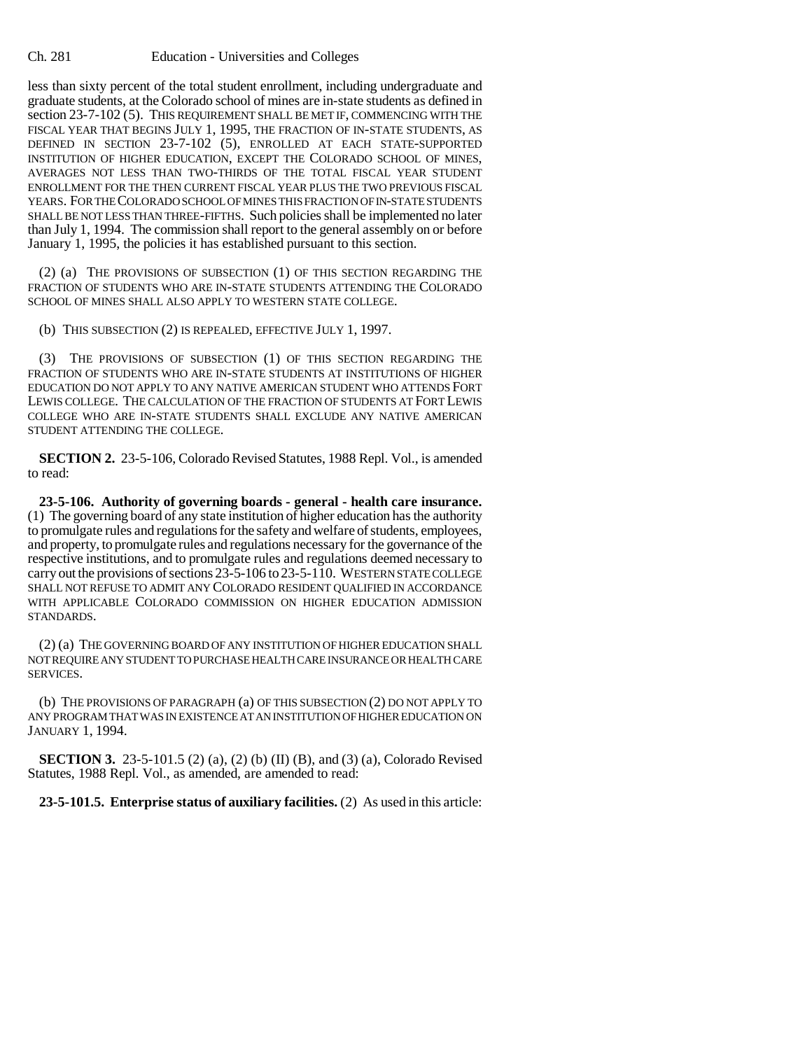less than sixty percent of the total student enrollment, including undergraduate and graduate students, at the Colorado school of mines are in-state students as defined in section 23-7-102 (5). THIS REQUIREMENT SHALL BE MET IF, COMMENCING WITH THE FISCAL YEAR THAT BEGINS JULY 1, 1995, THE FRACTION OF IN-STATE STUDENTS, AS DEFINED IN SECTION 23-7-102 (5), ENROLLED AT EACH STATE-SUPPORTED INSTITUTION OF HIGHER EDUCATION, EXCEPT THE COLORADO SCHOOL OF MINES, AVERAGES NOT LESS THAN TWO-THIRDS OF THE TOTAL FISCAL YEAR STUDENT ENROLLMENT FOR THE THEN CURRENT FISCAL YEAR PLUS THE TWO PREVIOUS FISCAL YEARS. FOR THE COLORADO SCHOOL OF MINES THIS FRACTION OF IN-STATE STUDENTS SHALL BE NOT LESS THAN THREE-FIFTHS. Such policies shall be implemented no later than July 1, 1994. The commission shall report to the general assembly on or before January 1, 1995, the policies it has established pursuant to this section.

(2) (a) THE PROVISIONS OF SUBSECTION (1) OF THIS SECTION REGARDING THE FRACTION OF STUDENTS WHO ARE IN-STATE STUDENTS ATTENDING THE COLORADO SCHOOL OF MINES SHALL ALSO APPLY TO WESTERN STATE COLLEGE.

(b) THIS SUBSECTION (2) IS REPEALED, EFFECTIVE JULY 1, 1997.

(3) THE PROVISIONS OF SUBSECTION (1) OF THIS SECTION REGARDING THE FRACTION OF STUDENTS WHO ARE IN-STATE STUDENTS AT INSTITUTIONS OF HIGHER EDUCATION DO NOT APPLY TO ANY NATIVE AMERICAN STUDENT WHO ATTENDS FORT LEWIS COLLEGE. THE CALCULATION OF THE FRACTION OF STUDENTS AT FORT LEWIS COLLEGE WHO ARE IN-STATE STUDENTS SHALL EXCLUDE ANY NATIVE AMERICAN STUDENT ATTENDING THE COLLEGE.

**SECTION 2.** 23-5-106, Colorado Revised Statutes, 1988 Repl. Vol., is amended to read:

**23-5-106. Authority of governing boards - general - health care insurance.** (1) The governing board of any state institution of higher education has the authority to promulgate rules and regulations for the safety and welfare of students, employees, and property, to promulgate rules and regulations necessary for the governance of the respective institutions, and to promulgate rules and regulations deemed necessary to carry out the provisions of sections 23-5-106 to 23-5-110. WESTERN STATE COLLEGE SHALL NOT REFUSE TO ADMIT ANY COLORADO RESIDENT QUALIFIED IN ACCORDANCE WITH APPLICABLE COLORADO COMMISSION ON HIGHER EDUCATION ADMISSION STANDARDS.

(2) (a) THE GOVERNING BOARD OF ANY INSTITUTION OF HIGHER EDUCATION SHALL NOT REQUIRE ANY STUDENT TO PURCHASE HEALTH CARE INSURANCE OR HEALTH CARE SERVICES.

(b) THE PROVISIONS OF PARAGRAPH (a) OF THIS SUBSECTION (2) DO NOT APPLY TO ANY PROGRAM THAT WAS IN EXISTENCE AT AN INSTITUTION OF HIGHER EDUCATION ON JANUARY 1, 1994.

**SECTION 3.** 23-5-101.5 (2) (a), (2) (b) (II) (B), and (3) (a), Colorado Revised Statutes, 1988 Repl. Vol., as amended, are amended to read:

**23-5-101.5. Enterprise status of auxiliary facilities.** (2) As used in this article: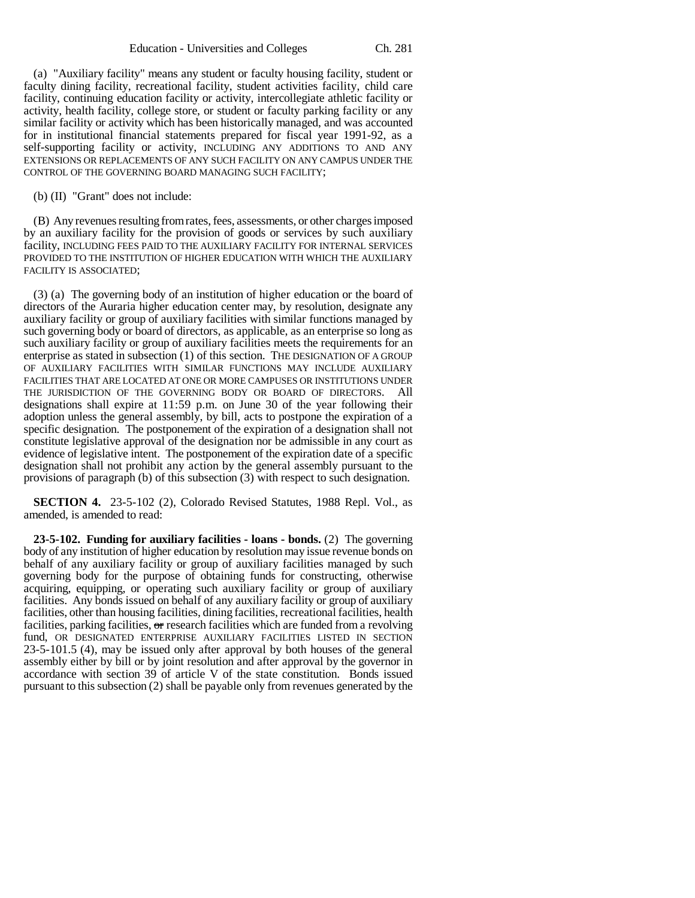(a) "Auxiliary facility" means any student or faculty housing facility, student or faculty dining facility, recreational facility, student activities facility, child care facility, continuing education facility or activity, intercollegiate athletic facility or activity, health facility, college store, or student or faculty parking facility or any similar facility or activity which has been historically managed, and was accounted for in institutional financial statements prepared for fiscal year 1991-92, as a self-supporting facility or activity, INCLUDING ANY ADDITIONS TO AND ANY EXTENSIONS OR REPLACEMENTS OF ANY SUCH FACILITY ON ANY CAMPUS UNDER THE CONTROL OF THE GOVERNING BOARD MANAGING SUCH FACILITY;

(b) (II) "Grant" does not include:

(B) Any revenues resulting from rates, fees, assessments, or other charges imposed by an auxiliary facility for the provision of goods or services by such auxiliary facility, INCLUDING FEES PAID TO THE AUXILIARY FACILITY FOR INTERNAL SERVICES PROVIDED TO THE INSTITUTION OF HIGHER EDUCATION WITH WHICH THE AUXILIARY FACILITY IS ASSOCIATED;

(3) (a) The governing body of an institution of higher education or the board of directors of the Auraria higher education center may, by resolution, designate any auxiliary facility or group of auxiliary facilities with similar functions managed by such governing body or board of directors, as applicable, as an enterprise so long as such auxiliary facility or group of auxiliary facilities meets the requirements for an enterprise as stated in subsection (1) of this section. THE DESIGNATION OF A GROUP OF AUXILIARY FACILITIES WITH SIMILAR FUNCTIONS MAY INCLUDE AUXILIARY FACILITIES THAT ARE LOCATED AT ONE OR MORE CAMPUSES OR INSTITUTIONS UNDER THE JURISDICTION OF THE GOVERNING BODY OR BOARD OF DIRECTORS. All designations shall expire at 11:59 p.m. on June 30 of the year following their adoption unless the general assembly, by bill, acts to postpone the expiration of a specific designation. The postponement of the expiration of a designation shall not constitute legislative approval of the designation nor be admissible in any court as evidence of legislative intent. The postponement of the expiration date of a specific designation shall not prohibit any action by the general assembly pursuant to the provisions of paragraph (b) of this subsection (3) with respect to such designation.

**SECTION 4.** 23-5-102 (2), Colorado Revised Statutes, 1988 Repl. Vol., as amended, is amended to read:

**23-5-102. Funding for auxiliary facilities - loans - bonds.** (2) The governing body of any institution of higher education by resolution may issue revenue bonds on behalf of any auxiliary facility or group of auxiliary facilities managed by such governing body for the purpose of obtaining funds for constructing, otherwise acquiring, equipping, or operating such auxiliary facility or group of auxiliary facilities. Any bonds issued on behalf of any auxiliary facility or group of auxiliary facilities, other than housing facilities, dining facilities, recreational facilities, health facilities, parking facilities, ~~or~~ research facilities which are funded from a revolving fund, OR DESIGNATED ENTERPRISE AUXILIARY FACILITIES LISTED IN SECTION 23-5-101.5 (4), may be issued only after approval by both houses of the general assembly either by bill or by joint resolution and after approval by the governor in accordance with section 39 of article V of the state constitution. Bonds issued pursuant to this subsection (2) shall be payable only from revenues generated by the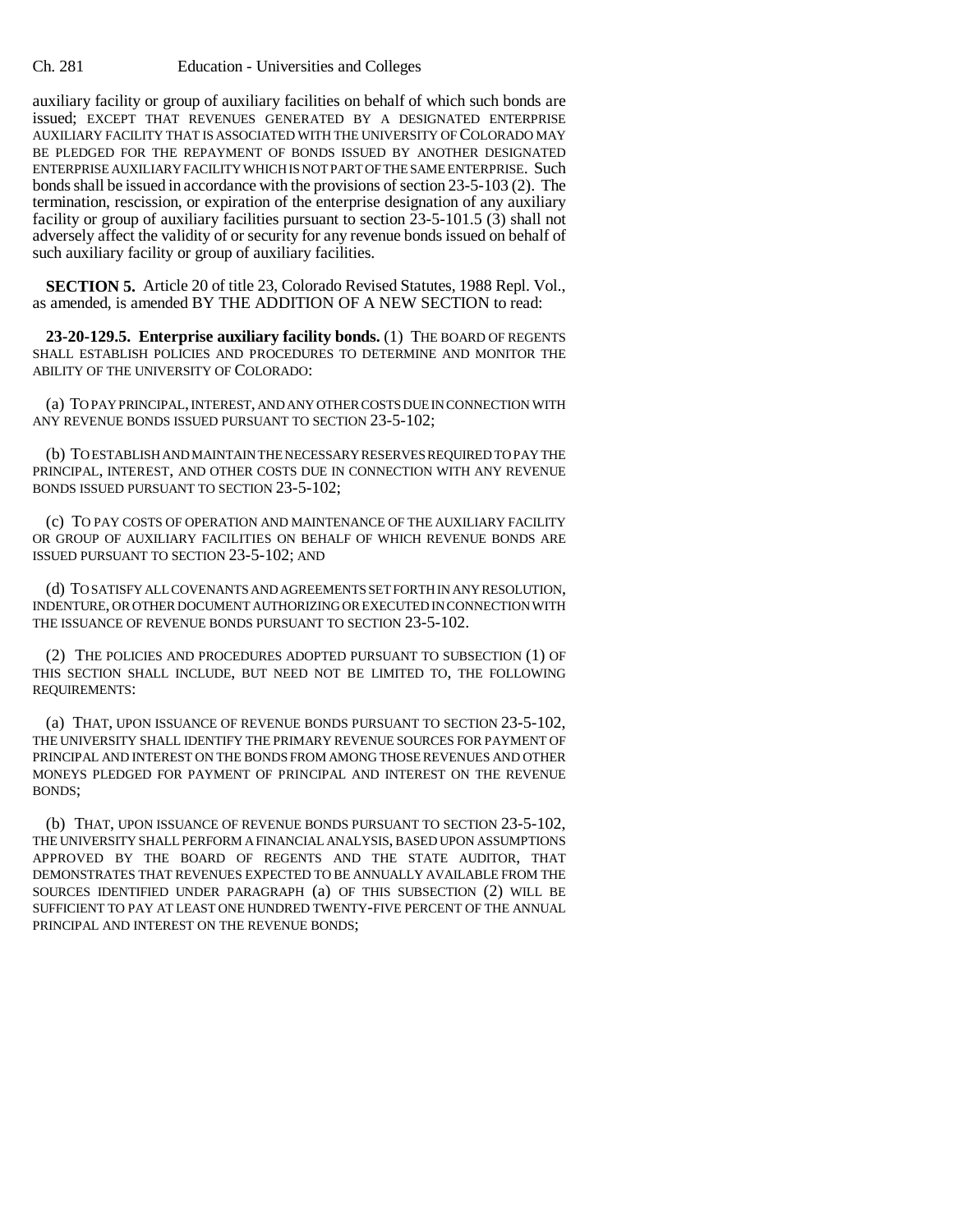auxiliary facility or group of auxiliary facilities on behalf of which such bonds are issued; EXCEPT THAT REVENUES GENERATED BY A DESIGNATED ENTERPRISE AUXILIARY FACILITY THAT IS ASSOCIATED WITH THE UNIVERSITY OF COLORADO MAY BE PLEDGED FOR THE REPAYMENT OF BONDS ISSUED BY ANOTHER DESIGNATED ENTERPRISE AUXILIARY FACILITY WHICH IS NOT PART OF THE SAME ENTERPRISE. Such bonds shall be issued in accordance with the provisions of section 23-5-103 (2). The termination, rescission, or expiration of the enterprise designation of any auxiliary facility or group of auxiliary facilities pursuant to section 23-5-101.5 (3) shall not adversely affect the validity of or security for any revenue bonds issued on behalf of such auxiliary facility or group of auxiliary facilities.

**SECTION 5.** Article 20 of title 23, Colorado Revised Statutes, 1988 Repl. Vol., as amended, is amended BY THE ADDITION OF A NEW SECTION to read:

**23-20-129.5. Enterprise auxiliary facility bonds.** (1) THE BOARD OF REGENTS SHALL ESTABLISH POLICIES AND PROCEDURES TO DETERMINE AND MONITOR THE ABILITY OF THE UNIVERSITY OF COLORADO:

(a) TO PAY PRINCIPAL, INTEREST, AND ANY OTHER COSTS DUE IN CONNECTION WITH ANY REVENUE BONDS ISSUED PURSUANT TO SECTION 23-5-102;

(b) TO ESTABLISH AND MAINTAIN THE NECESSARY RESERVES REQUIRED TO PAY THE PRINCIPAL, INTEREST, AND OTHER COSTS DUE IN CONNECTION WITH ANY REVENUE BONDS ISSUED PURSUANT TO SECTION 23-5-102;

(c) TO PAY COSTS OF OPERATION AND MAINTENANCE OF THE AUXILIARY FACILITY OR GROUP OF AUXILIARY FACILITIES ON BEHALF OF WHICH REVENUE BONDS ARE ISSUED PURSUANT TO SECTION 23-5-102; AND

(d) TO SATISFY ALL COVENANTS AND AGREEMENTS SET FORTH IN ANY RESOLUTION, INDENTURE, OR OTHER DOCUMENT AUTHORIZING OR EXECUTED IN CONNECTION WITH THE ISSUANCE OF REVENUE BONDS PURSUANT TO SECTION 23-5-102.

(2) THE POLICIES AND PROCEDURES ADOPTED PURSUANT TO SUBSECTION (1) OF THIS SECTION SHALL INCLUDE, BUT NEED NOT BE LIMITED TO, THE FOLLOWING REQUIREMENTS:

(a) THAT, UPON ISSUANCE OF REVENUE BONDS PURSUANT TO SECTION 23-5-102, THE UNIVERSITY SHALL IDENTIFY THE PRIMARY REVENUE SOURCES FOR PAYMENT OF PRINCIPAL AND INTEREST ON THE BONDS FROM AMONG THOSE REVENUES AND OTHER MONEYS PLEDGED FOR PAYMENT OF PRINCIPAL AND INTEREST ON THE REVENUE BONDS;

(b) THAT, UPON ISSUANCE OF REVENUE BONDS PURSUANT TO SECTION 23-5-102, THE UNIVERSITY SHALL PERFORM A FINANCIAL ANALYSIS, BASED UPON ASSUMPTIONS APPROVED BY THE BOARD OF REGENTS AND THE STATE AUDITOR, THAT DEMONSTRATES THAT REVENUES EXPECTED TO BE ANNUALLY AVAILABLE FROM THE SOURCES IDENTIFIED UNDER PARAGRAPH (a) OF THIS SUBSECTION (2) WILL BE SUFFICIENT TO PAY AT LEAST ONE HUNDRED TWENTY-FIVE PERCENT OF THE ANNUAL PRINCIPAL AND INTEREST ON THE REVENUE BONDS;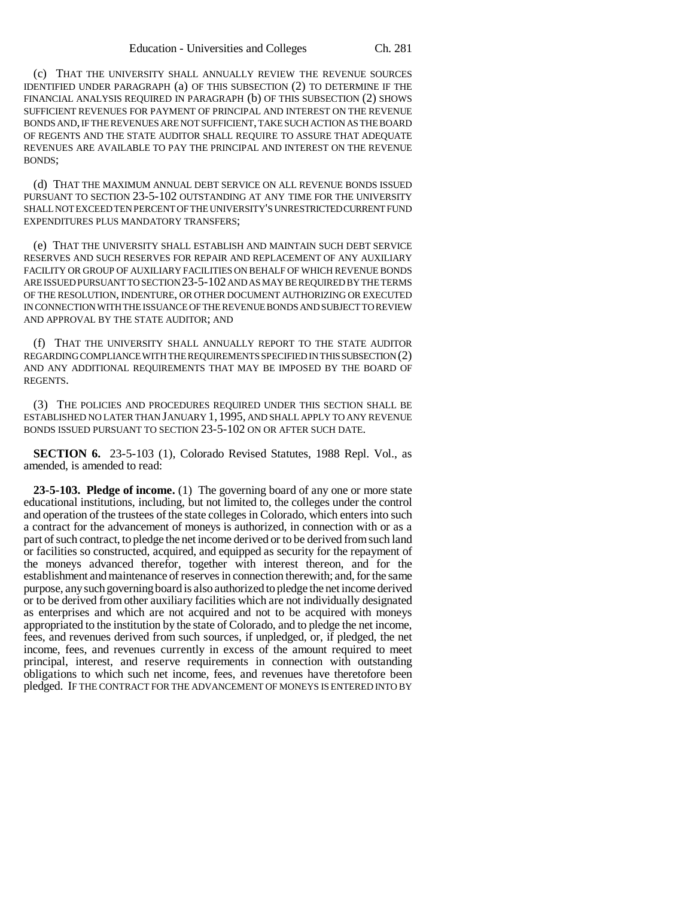(c) THAT THE UNIVERSITY SHALL ANNUALLY REVIEW THE REVENUE SOURCES IDENTIFIED UNDER PARAGRAPH (a) OF THIS SUBSECTION (2) TO DETERMINE IF THE FINANCIAL ANALYSIS REQUIRED IN PARAGRAPH (b) OF THIS SUBSECTION (2) SHOWS SUFFICIENT REVENUES FOR PAYMENT OF PRINCIPAL AND INTEREST ON THE REVENUE BONDS AND, IF THE REVENUES ARE NOT SUFFICIENT, TAKE SUCH ACTION AS THE BOARD OF REGENTS AND THE STATE AUDITOR SHALL REQUIRE TO ASSURE THAT ADEQUATE REVENUES ARE AVAILABLE TO PAY THE PRINCIPAL AND INTEREST ON THE REVENUE BONDS;

(d) THAT THE MAXIMUM ANNUAL DEBT SERVICE ON ALL REVENUE BONDS ISSUED PURSUANT TO SECTION 23-5-102 OUTSTANDING AT ANY TIME FOR THE UNIVERSITY SHALL NOT EXCEED TEN PERCENT OF THE UNIVERSITY'S UNRESTRICTED CURRENT FUND EXPENDITURES PLUS MANDATORY TRANSFERS;

(e) THAT THE UNIVERSITY SHALL ESTABLISH AND MAINTAIN SUCH DEBT SERVICE RESERVES AND SUCH RESERVES FOR REPAIR AND REPLACEMENT OF ANY AUXILIARY FACILITY OR GROUP OF AUXILIARY FACILITIES ON BEHALF OF WHICH REVENUE BONDS ARE ISSUED PURSUANT TO SECTION 23-5-102 AND AS MAY BE REQUIRED BY THE TERMS OF THE RESOLUTION, INDENTURE, OR OTHER DOCUMENT AUTHORIZING OR EXECUTED IN CONNECTION WITH THE ISSUANCE OF THE REVENUE BONDS AND SUBJECT TO REVIEW AND APPROVAL BY THE STATE AUDITOR; AND

(f) THAT THE UNIVERSITY SHALL ANNUALLY REPORT TO THE STATE AUDITOR REGARDING COMPLIANCE WITH THE REQUIREMENTS SPECIFIED IN THIS SUBSECTION (2) AND ANY ADDITIONAL REQUIREMENTS THAT MAY BE IMPOSED BY THE BOARD OF REGENTS.

(3) THE POLICIES AND PROCEDURES REQUIRED UNDER THIS SECTION SHALL BE ESTABLISHED NO LATER THAN JANUARY 1, 1995, AND SHALL APPLY TO ANY REVENUE BONDS ISSUED PURSUANT TO SECTION 23-5-102 ON OR AFTER SUCH DATE.

**SECTION 6.** 23-5-103 (1), Colorado Revised Statutes, 1988 Repl. Vol., as amended, is amended to read:

**23-5-103. Pledge of income.** (1) The governing board of any one or more state educational institutions, including, but not limited to, the colleges under the control and operation of the trustees of the state colleges in Colorado, which enters into such a contract for the advancement of moneys is authorized, in connection with or as a part of such contract, to pledge the net income derived or to be derived from such land or facilities so constructed, acquired, and equipped as security for the repayment of the moneys advanced therefor, together with interest thereon, and for the establishment and maintenance of reserves in connection therewith; and, for the same purpose, any such governing board is also authorized to pledge the net income derived or to be derived from other auxiliary facilities which are not individually designated as enterprises and which are not acquired and not to be acquired with moneys appropriated to the institution by the state of Colorado, and to pledge the net income, fees, and revenues derived from such sources, if unpledged, or, if pledged, the net income, fees, and revenues currently in excess of the amount required to meet principal, interest, and reserve requirements in connection with outstanding obligations to which such net income, fees, and revenues have theretofore been pledged. IF THE CONTRACT FOR THE ADVANCEMENT OF MONEYS IS ENTERED INTO BY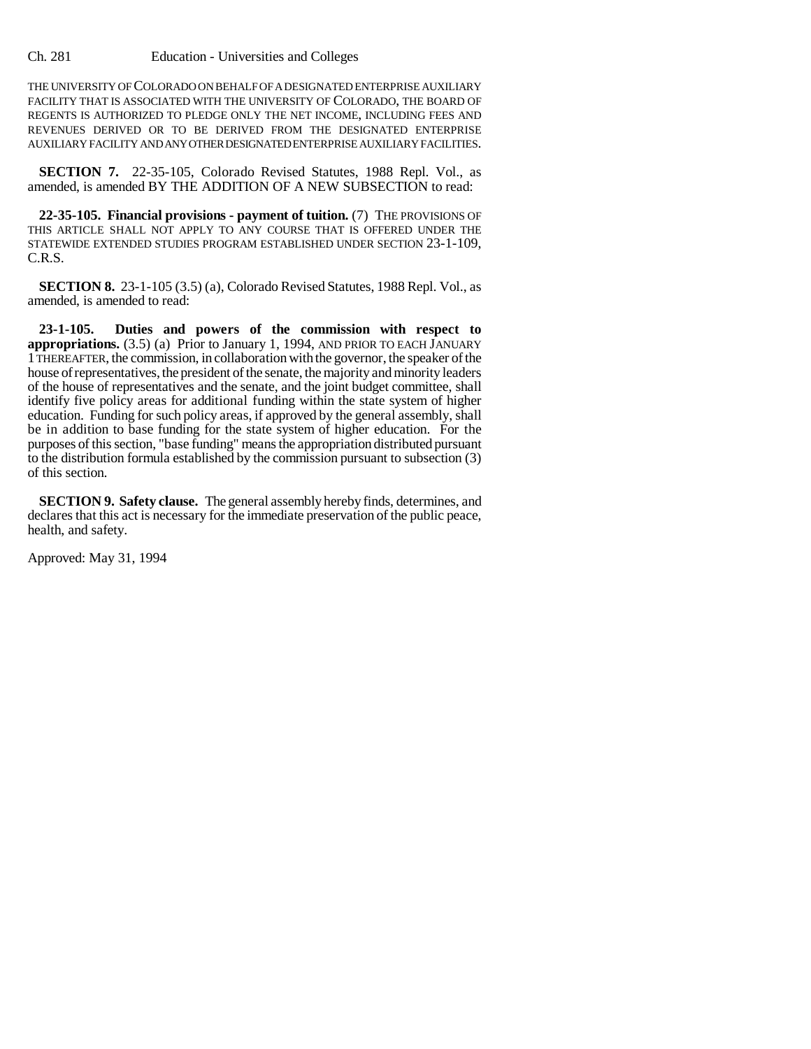THE UNIVERSITY OF COLORADO ON BEHALF OF A DESIGNATED ENTERPRISE AUXILIARY FACILITY THAT IS ASSOCIATED WITH THE UNIVERSITY OF COLORADO, THE BOARD OF REGENTS IS AUTHORIZED TO PLEDGE ONLY THE NET INCOME, INCLUDING FEES AND REVENUES DERIVED OR TO BE DERIVED FROM THE DESIGNATED ENTERPRISE AUXILIARY FACILITY AND ANY OTHER DESIGNATED ENTERPRISE AUXILIARY FACILITIES.

**SECTION 7.** 22-35-105, Colorado Revised Statutes, 1988 Repl. Vol., as amended, is amended BY THE ADDITION OF A NEW SUBSECTION to read:

**22-35-105. Financial provisions - payment of tuition.** (7) THE PROVISIONS OF THIS ARTICLE SHALL NOT APPLY TO ANY COURSE THAT IS OFFERED UNDER THE STATEWIDE EXTENDED STUDIES PROGRAM ESTABLISHED UNDER SECTION 23-1-109, C.R.S.

**SECTION 8.** 23-1-105 (3.5) (a), Colorado Revised Statutes, 1988 Repl. Vol., as amended, is amended to read:

**23-1-105. Duties and powers of the commission with respect to appropriations.** (3.5) (a) Prior to January 1, 1994, AND PRIOR TO EACH JANUARY 1 THEREAFTER, the commission, in collaboration with the governor, the speaker of the house of representatives, the president of the senate, the majority and minority leaders of the house of representatives and the senate, and the joint budget committee, shall identify five policy areas for additional funding within the state system of higher education. Funding for such policy areas, if approved by the general assembly, shall be in addition to base funding for the state system of higher education. For the purposes of this section, "base funding" means the appropriation distributed pursuant to the distribution formula established by the commission pursuant to subsection (3) of this section.

**SECTION 9. Safety clause.** The general assembly hereby finds, determines, and declares that this act is necessary for the immediate preservation of the public peace, health, and safety.

Approved: May 31, 1994